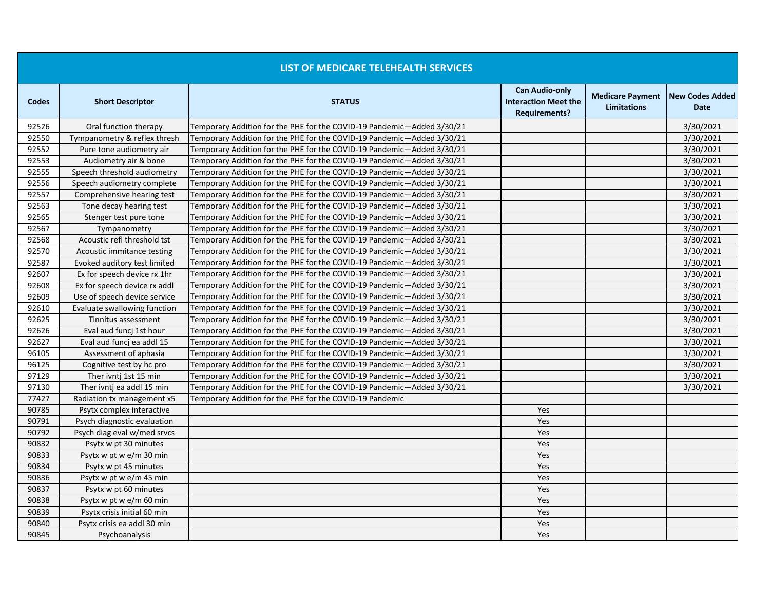| LIST OF MEDICARE TELEHEALTH SERVICES | | | | | |
|---|---|---|---|---|---|
| Codes | Short Descriptor | STATUS | Can Audio-only Interaction Meet the Requirements? | Medicare Payment Limitations | New Codes Added Date |
| 92526 | Oral function therapy | Temporary Addition for the PHE for the COVID-19 Pandemic—Added 3/30/21 | | | 3/30/2021 |
| 92550 | Tympanometry & reflex thresh | Temporary Addition for the PHE for the COVID-19 Pandemic—Added 3/30/21 | | | 3/30/2021 |
| 92552 | Pure tone audiometry air | Temporary Addition for the PHE for the COVID-19 Pandemic—Added 3/30/21 | | | 3/30/2021 |
| 92553 | Audiometry air & bone | Temporary Addition for the PHE for the COVID-19 Pandemic—Added 3/30/21 | | | 3/30/2021 |
| 92555 | Speech threshold audiometry | Temporary Addition for the PHE for the COVID-19 Pandemic—Added 3/30/21 | | | 3/30/2021 |
| 92556 | Speech audiometry complete | Temporary Addition for the PHE for the COVID-19 Pandemic—Added 3/30/21 | | | 3/30/2021 |
| 92557 | Comprehensive hearing test | Temporary Addition for the PHE for the COVID-19 Pandemic—Added 3/30/21 | | | 3/30/2021 |
| 92563 | Tone decay hearing test | Temporary Addition for the PHE for the COVID-19 Pandemic—Added 3/30/21 | | | 3/30/2021 |
| 92565 | Stenger test pure tone | Temporary Addition for the PHE for the COVID-19 Pandemic—Added 3/30/21 | | | 3/30/2021 |
| 92567 | Tympanometry | Temporary Addition for the PHE for the COVID-19 Pandemic—Added 3/30/21 | | | 3/30/2021 |
| 92568 | Acoustic refl threshold tst | Temporary Addition for the PHE for the COVID-19 Pandemic—Added 3/30/21 | | | 3/30/2021 |
| 92570 | Acoustic immitance testing | Temporary Addition for the PHE for the COVID-19 Pandemic—Added 3/30/21 | | | 3/30/2021 |
| 92587 | Evoked auditory test limited | Temporary Addition for the PHE for the COVID-19 Pandemic—Added 3/30/21 | | | 3/30/2021 |
| 92607 | Ex for speech device rx 1hr | Temporary Addition for the PHE for the COVID-19 Pandemic—Added 3/30/21 | | | 3/30/2021 |
| 92608 | Ex for speech device rx addl | Temporary Addition for the PHE for the COVID-19 Pandemic—Added 3/30/21 | | | 3/30/2021 |
| 92609 | Use of speech device service | Temporary Addition for the PHE for the COVID-19 Pandemic—Added 3/30/21 | | | 3/30/2021 |
| 92610 | Evaluate swallowing function | Temporary Addition for the PHE for the COVID-19 Pandemic—Added 3/30/21 | | | 3/30/2021 |
| 92625 | Tinnitus assessment | Temporary Addition for the PHE for the COVID-19 Pandemic—Added 3/30/21 | | | 3/30/2021 |
| 92626 | Eval aud funcj 1st hour | Temporary Addition for the PHE for the COVID-19 Pandemic—Added 3/30/21 | | | 3/30/2021 |
| 92627 | Eval aud funcj ea addl 15 | Temporary Addition for the PHE for the COVID-19 Pandemic—Added 3/30/21 | | | 3/30/2021 |
| 96105 | Assessment of aphasia | Temporary Addition for the PHE for the COVID-19 Pandemic—Added 3/30/21 | | | 3/30/2021 |
| 96125 | Cognitive test by hc pro | Temporary Addition for the PHE for the COVID-19 Pandemic—Added 3/30/21 | | | 3/30/2021 |
| 97129 | Ther ivntj 1st 15 min | Temporary Addition for the PHE for the COVID-19 Pandemic—Added 3/30/21 | | | 3/30/2021 |
| 97130 | Ther ivntj ea addl 15 min | Temporary Addition for the PHE for the COVID-19 Pandemic—Added 3/30/21 | | | 3/30/2021 |
| 77427 | Radiation tx management x5 | Temporary Addition for the PHE for the COVID-19 Pandemic | | | |
| 90785 | Psytx complex interactive | | Yes | | |
| 90791 | Psych diagnostic evaluation | | Yes | | |
| 90792 | Psych diag eval w/med srvcs | | Yes | | |
| 90832 | Psytx w pt 30 minutes | | Yes | | |
| 90833 | Psytx w pt w e/m 30 min | | Yes | | |
| 90834 | Psytx w pt 45 minutes | | Yes | | |
| 90836 | Psytx w pt w e/m 45 min | | Yes | | |
| 90837 | Psytx w pt 60 minutes | | Yes | | |
| 90838 | Psytx w pt w e/m 60 min | | Yes | | |
| 90839 | Psytx crisis initial 60 min | | Yes | | |
| 90840 | Psytx crisis ea addl 30 min | | Yes | | |
| 90845 | Psychoanalysis | | Yes | | |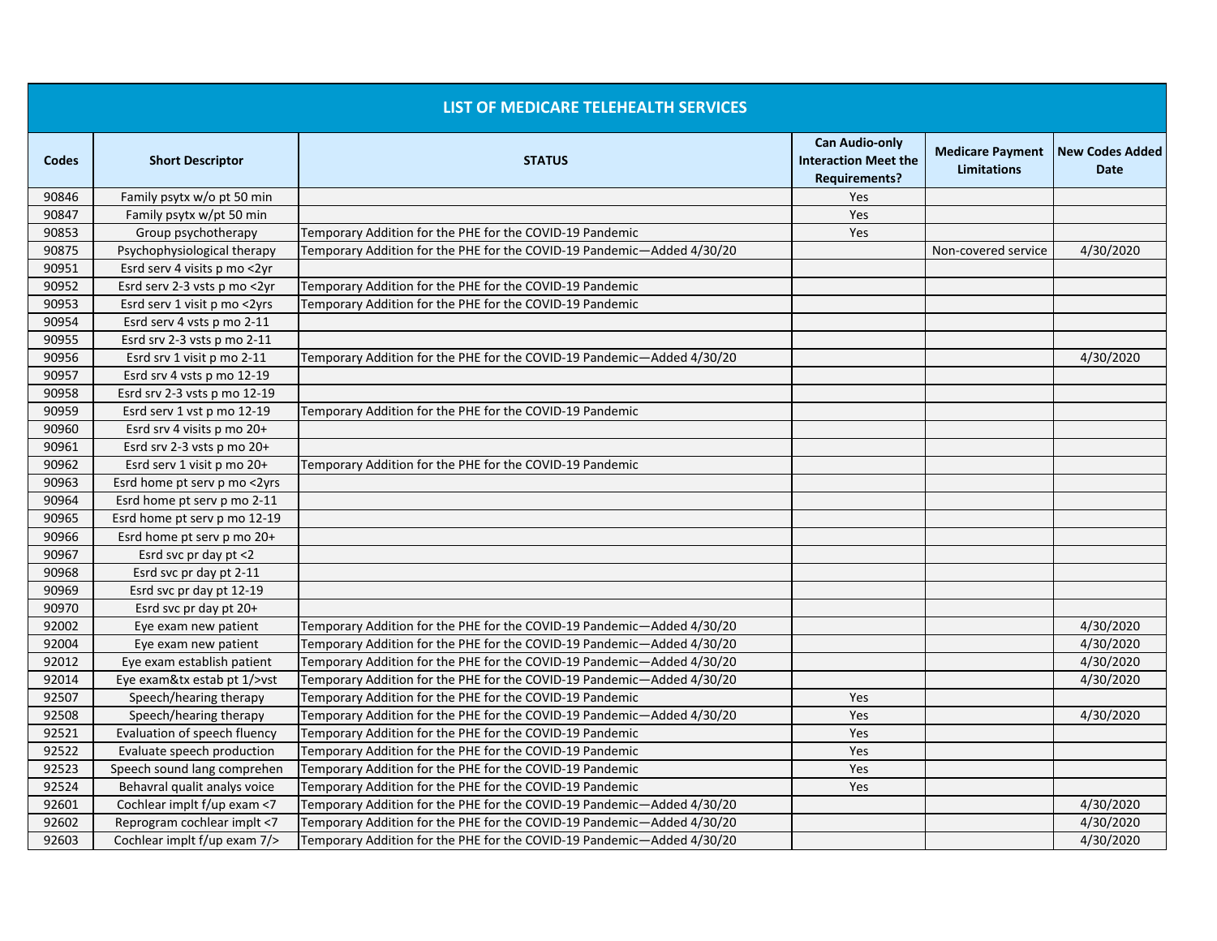# LIST OF MEDICARE TELEHEALTH SERVICES

| Codes | Short Descriptor | STATUS | Can Audio-only Interaction Meet the Requirements? | Medicare Payment Limitations | New Codes Added Date |
|---|---|---|---|---|---|
| 90846 | Family psytx w/o pt 50 min | | Yes | | |
| 90847 | Family psytx w/pt 50 min | | Yes | | |
| 90853 | Group psychotherapy | Temporary Addition for the PHE for the COVID-19 Pandemic | Yes | | |
| 90875 | Psychophysiological therapy | Temporary Addition for the PHE for the COVID-19 Pandemic—Added 4/30/20 | | Non-covered service | 4/30/2020 |
| 90951 | Esrd serv 4 visits p mo <2yr | | | | |
| 90952 | Esrd serv 2-3 vsts p mo <2yr | Temporary Addition for the PHE for the COVID-19 Pandemic | | | |
| 90953 | Esrd serv 1 visit p mo <2yrs | Temporary Addition for the PHE for the COVID-19 Pandemic | | | |
| 90954 | Esrd serv 4 vsts p mo 2-11 | | | | |
| 90955 | Esrd srv 2-3 vsts p mo 2-11 | | | | |
| 90956 | Esrd srv 1 visit p mo 2-11 | Temporary Addition for the PHE for the COVID-19 Pandemic—Added 4/30/20 | | | 4/30/2020 |
| 90957 | Esrd srv 4 vsts p mo 12-19 | | | | |
| 90958 | Esrd srv 2-3 vsts p mo 12-19 | | | | |
| 90959 | Esrd serv 1 vst p mo 12-19 | Temporary Addition for the PHE for the COVID-19 Pandemic | | | |
| 90960 | Esrd srv 4 visits p mo 20+ | | | | |
| 90961 | Esrd srv 2-3 vsts p mo 20+ | | | | |
| 90962 | Esrd serv 1 visit p mo 20+ | Temporary Addition for the PHE for the COVID-19 Pandemic | | | |
| 90963 | Esrd home pt serv p mo <2yrs | | | | |
| 90964 | Esrd home pt serv p mo 2-11 | | | | |
| 90965 | Esrd home pt serv p mo 12-19 | | | | |
| 90966 | Esrd home pt serv p mo 20+ | | | | |
| 90967 | Esrd svc pr day pt <2 | | | | |
| 90968 | Esrd svc pr day pt 2-11 | | | | |
| 90969 | Esrd svc pr day pt 12-19 | | | | |
| 90970 | Esrd svc pr day pt 20+ | | | | |
| 92002 | Eye exam new patient | Temporary Addition for the PHE for the COVID-19 Pandemic—Added 4/30/20 | | | 4/30/2020 |
| 92004 | Eye exam new patient | Temporary Addition for the PHE for the COVID-19 Pandemic—Added 4/30/20 | | | 4/30/2020 |
| 92012 | Eye exam establish patient | Temporary Addition for the PHE for the COVID-19 Pandemic—Added 4/30/20 | | | 4/30/2020 |
| 92014 | Eye exam&tx estab pt 1/>vst | Temporary Addition for the PHE for the COVID-19 Pandemic—Added 4/30/20 | | | 4/30/2020 |
| 92507 | Speech/hearing therapy | Temporary Addition for the PHE for the COVID-19 Pandemic | Yes | | |
| 92508 | Speech/hearing therapy | Temporary Addition for the PHE for the COVID-19 Pandemic—Added 4/30/20 | Yes | | 4/30/2020 |
| 92521 | Evaluation of speech fluency | Temporary Addition for the PHE for the COVID-19 Pandemic | Yes | | |
| 92522 | Evaluate speech production | Temporary Addition for the PHE for the COVID-19 Pandemic | Yes | | |
| 92523 | Speech sound lang comprehen | Temporary Addition for the PHE for the COVID-19 Pandemic | Yes | | |
| 92524 | Behavral qualit analys voice | Temporary Addition for the PHE for the COVID-19 Pandemic | Yes | | |
| 92601 | Cochlear implt f/up exam <7 | Temporary Addition for the PHE for the COVID-19 Pandemic—Added 4/30/20 | | | 4/30/2020 |
| 92602 | Reprogram cochlear implt <7 | Temporary Addition for the PHE for the COVID-19 Pandemic—Added 4/30/20 | | | 4/30/2020 |
| 92603 | Cochlear implt f/up exam 7/> | Temporary Addition for the PHE for the COVID-19 Pandemic—Added 4/30/20 | | | 4/30/2020 |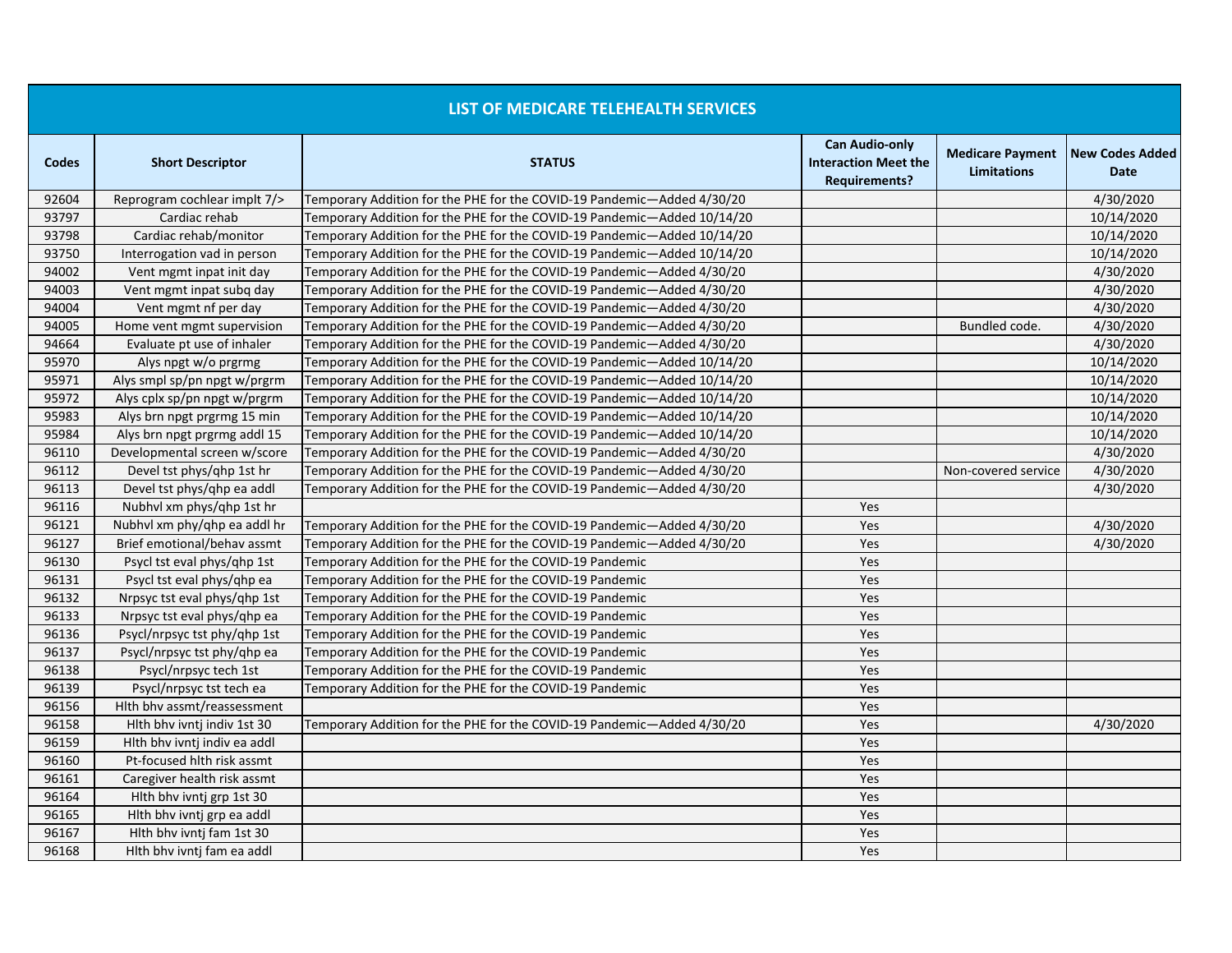| LIST OF MEDICARE TELEHEALTH SERVICES | | | | | |
|---|---|---|---|---|---|
| Codes | Short Descriptor | STATUS | Can Audio-only Interaction Meet the Requirements? | Medicare Payment Limitations | New Codes Added Date |
| 92604 | Reprogram cochlear implt 7/> | Temporary Addition for the PHE for the COVID-19 Pandemic—Added 4/30/20 | | | 4/30/2020 |
| 93797 | Cardiac rehab | Temporary Addition for the PHE for the COVID-19 Pandemic—Added 10/14/20 | | | 10/14/2020 |
| 93798 | Cardiac rehab/monitor | Temporary Addition for the PHE for the COVID-19 Pandemic—Added 10/14/20 | | | 10/14/2020 |
| 93750 | Interrogation vad in person | Temporary Addition for the PHE for the COVID-19 Pandemic—Added 10/14/20 | | | 10/14/2020 |
| 94002 | Vent mgmt inpat init day | Temporary Addition for the PHE for the COVID-19 Pandemic—Added 4/30/20 | | | 4/30/2020 |
| 94003 | Vent mgmt inpat subq day | Temporary Addition for the PHE for the COVID-19 Pandemic—Added 4/30/20 | | | 4/30/2020 |
| 94004 | Vent mgmt nf per day | Temporary Addition for the PHE for the COVID-19 Pandemic—Added 4/30/20 | | | 4/30/2020 |
| 94005 | Home vent mgmt supervision | Temporary Addition for the PHE for the COVID-19 Pandemic—Added 4/30/20 | | Bundled code. | 4/30/2020 |
| 94664 | Evaluate pt use of inhaler | Temporary Addition for the PHE for the COVID-19 Pandemic—Added 4/30/20 | | | 4/30/2020 |
| 95970 | Alys npgt w/o prgrmg | Temporary Addition for the PHE for the COVID-19 Pandemic—Added 10/14/20 | | | 10/14/2020 |
| 95971 | Alys smpl sp/pn npgt w/prgrm | Temporary Addition for the PHE for the COVID-19 Pandemic—Added 10/14/20 | | | 10/14/2020 |
| 95972 | Alys cplx sp/pn npgt w/prgrm | Temporary Addition for the PHE for the COVID-19 Pandemic—Added 10/14/20 | | | 10/14/2020 |
| 95983 | Alys brn npgt prgrmg 15 min | Temporary Addition for the PHE for the COVID-19 Pandemic—Added 10/14/20 | | | 10/14/2020 |
| 95984 | Alys brn npgt prgrmg addl 15 | Temporary Addition for the PHE for the COVID-19 Pandemic—Added 10/14/20 | | | 10/14/2020 |
| 96110 | Developmental screen w/score | Temporary Addition for the PHE for the COVID-19 Pandemic—Added 4/30/20 | | | 4/30/2020 |
| 96112 | Devel tst phys/qhp 1st hr | Temporary Addition for the PHE for the COVID-19 Pandemic—Added 4/30/20 | | Non-covered service | 4/30/2020 |
| 96113 | Devel tst phys/qhp ea addl | Temporary Addition for the PHE for the COVID-19 Pandemic—Added 4/30/20 | | | 4/30/2020 |
| 96116 | Nubhvl xm phys/qhp 1st hr | | Yes | | |
| 96121 | Nubhvl xm phy/qhp ea addl hr | Temporary Addition for the PHE for the COVID-19 Pandemic—Added 4/30/20 | Yes | | 4/30/2020 |
| 96127 | Brief emotional/behav assmt | Temporary Addition for the PHE for the COVID-19 Pandemic—Added 4/30/20 | Yes | | 4/30/2020 |
| 96130 | Psycl tst eval phys/qhp 1st | Temporary Addition for the PHE for the COVID-19 Pandemic | Yes | | |
| 96131 | Psycl tst eval phys/qhp ea | Temporary Addition for the PHE for the COVID-19 Pandemic | Yes | | |
| 96132 | Nrpsyc tst eval phys/qhp 1st | Temporary Addition for the PHE for the COVID-19 Pandemic | Yes | | |
| 96133 | Nrpsyc tst eval phys/qhp ea | Temporary Addition for the PHE for the COVID-19 Pandemic | Yes | | |
| 96136 | Psycl/nrpsyc tst phy/qhp 1st | Temporary Addition for the PHE for the COVID-19 Pandemic | Yes | | |
| 96137 | Psycl/nrpsyc tst phy/qhp ea | Temporary Addition for the PHE for the COVID-19 Pandemic | Yes | | |
| 96138 | Psycl/nrpsyc tech 1st | Temporary Addition for the PHE for the COVID-19 Pandemic | Yes | | |
| 96139 | Psycl/nrpsyc tst tech ea | Temporary Addition for the PHE for the COVID-19 Pandemic | Yes | | |
| 96156 | Hlth bhv assmt/reassessment | | Yes | | |
| 96158 | Hlth bhv ivntj indiv 1st 30 | Temporary Addition for the PHE for the COVID-19 Pandemic—Added 4/30/20 | Yes | | 4/30/2020 |
| 96159 | Hlth bhv ivntj indiv ea addl | | Yes | | |
| 96160 | Pt-focused hlth risk assmt | | Yes | | |
| 96161 | Caregiver health risk assmt | | Yes | | |
| 96164 | Hlth bhv ivntj grp 1st 30 | | Yes | | |
| 96165 | Hlth bhv ivntj grp ea addl | | Yes | | |
| 96167 | Hlth bhv ivntj fam 1st 30 | | Yes | | |
| 96168 | Hlth bhv ivntj fam ea addl | | Yes | | |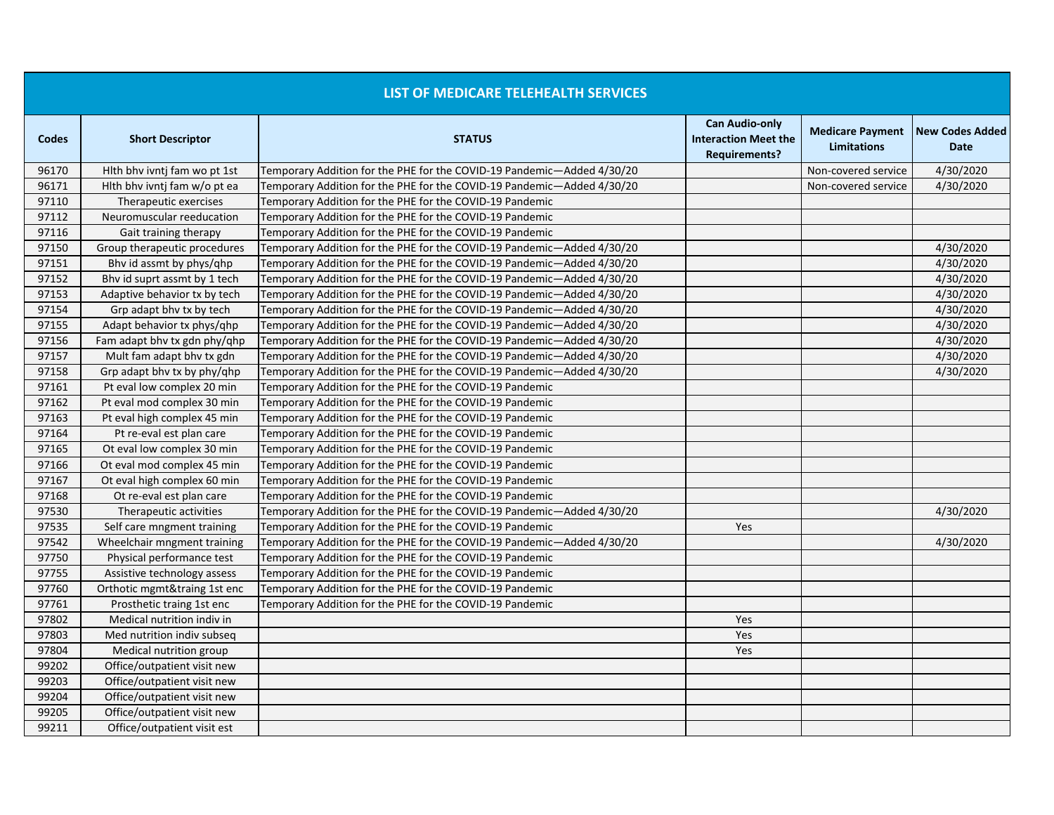| LIST OF MEDICARE TELEHEALTH SERVICES | | | | | |
|---|---|---|---|---|---|
| **Codes** | **Short Descriptor** | **STATUS** | **Can Audio-only Interaction Meet the Requirements?** | **Medicare Payment Limitations** | **New Codes Added Date** |
| 96170 | Hlth bhv ivntj fam wo pt 1st | Temporary Addition for the PHE for the COVID-19 Pandemic—Added 4/30/20 | | Non-covered service | 4/30/2020 |
| 96171 | Hlth bhv ivntj fam w/o pt ea | Temporary Addition for the PHE for the COVID-19 Pandemic—Added 4/30/20 | | Non-covered service | 4/30/2020 |
| 97110 | Therapeutic exercises | Temporary Addition for the PHE for the COVID-19 Pandemic | | | |
| 97112 | Neuromuscular reeducation | Temporary Addition for the PHE for the COVID-19 Pandemic | | | |
| 97116 | Gait training therapy | Temporary Addition for the PHE for the COVID-19 Pandemic | | | |
| 97150 | Group therapeutic procedures | Temporary Addition for the PHE for the COVID-19 Pandemic—Added 4/30/20 | | | 4/30/2020 |
| 97151 | Bhv id assmt by phys/qhp | Temporary Addition for the PHE for the COVID-19 Pandemic—Added 4/30/20 | | | 4/30/2020 |
| 97152 | Bhv id suprt assmt by 1 tech | Temporary Addition for the PHE for the COVID-19 Pandemic—Added 4/30/20 | | | 4/30/2020 |
| 97153 | Adaptive behavior tx by tech | Temporary Addition for the PHE for the COVID-19 Pandemic—Added 4/30/20 | | | 4/30/2020 |
| 97154 | Grp adapt bhv tx by tech | Temporary Addition for the PHE for the COVID-19 Pandemic—Added 4/30/20 | | | 4/30/2020 |
| 97155 | Adapt behavior tx phys/qhp | Temporary Addition for the PHE for the COVID-19 Pandemic—Added 4/30/20 | | | 4/30/2020 |
| 97156 | Fam adapt bhv tx gdn phy/qhp | Temporary Addition for the PHE for the COVID-19 Pandemic—Added 4/30/20 | | | 4/30/2020 |
| 97157 | Mult fam adapt bhv tx gdn | Temporary Addition for the PHE for the COVID-19 Pandemic—Added 4/30/20 | | | 4/30/2020 |
| 97158 | Grp adapt bhv tx by phy/qhp | Temporary Addition for the PHE for the COVID-19 Pandemic—Added 4/30/20 | | | 4/30/2020 |
| 97161 | Pt eval low complex 20 min | Temporary Addition for the PHE for the COVID-19 Pandemic | | | |
| 97162 | Pt eval mod complex 30 min | Temporary Addition for the PHE for the COVID-19 Pandemic | | | |
| 97163 | Pt eval high complex 45 min | Temporary Addition for the PHE for the COVID-19 Pandemic | | | |
| 97164 | Pt re-eval est plan care | Temporary Addition for the PHE for the COVID-19 Pandemic | | | |
| 97165 | Ot eval low complex 30 min | Temporary Addition for the PHE for the COVID-19 Pandemic | | | |
| 97166 | Ot eval mod complex 45 min | Temporary Addition for the PHE for the COVID-19 Pandemic | | | |
| 97167 | Ot eval high complex 60 min | Temporary Addition for the PHE for the COVID-19 Pandemic | | | |
| 97168 | Ot re-eval est plan care | Temporary Addition for the PHE for the COVID-19 Pandemic | | | |
| 97530 | Therapeutic activities | Temporary Addition for the PHE for the COVID-19 Pandemic—Added 4/30/20 | | | 4/30/2020 |
| 97535 | Self care mngment training | Temporary Addition for the PHE for the COVID-19 Pandemic | Yes | | |
| 97542 | Wheelchair mngment training | Temporary Addition for the PHE for the COVID-19 Pandemic—Added 4/30/20 | | | 4/30/2020 |
| 97750 | Physical performance test | Temporary Addition for the PHE for the COVID-19 Pandemic | | | |
| 97755 | Assistive technology assess | Temporary Addition for the PHE for the COVID-19 Pandemic | | | |
| 97760 | Orthotic mgmt&traing 1st enc | Temporary Addition for the PHE for the COVID-19 Pandemic | | | |
| 97761 | Prosthetic traing 1st enc | Temporary Addition for the PHE for the COVID-19 Pandemic | | | |
| 97802 | Medical nutrition indiv in | | Yes | | |
| 97803 | Med nutrition indiv subseq | | Yes | | |
| 97804 | Medical nutrition group | | Yes | | |
| 99202 | Office/outpatient visit new | | | | |
| 99203 | Office/outpatient visit new | | | | |
| 99204 | Office/outpatient visit new | | | | |
| 99205 | Office/outpatient visit new | | | | |
| 99211 | Office/outpatient visit est | | | | |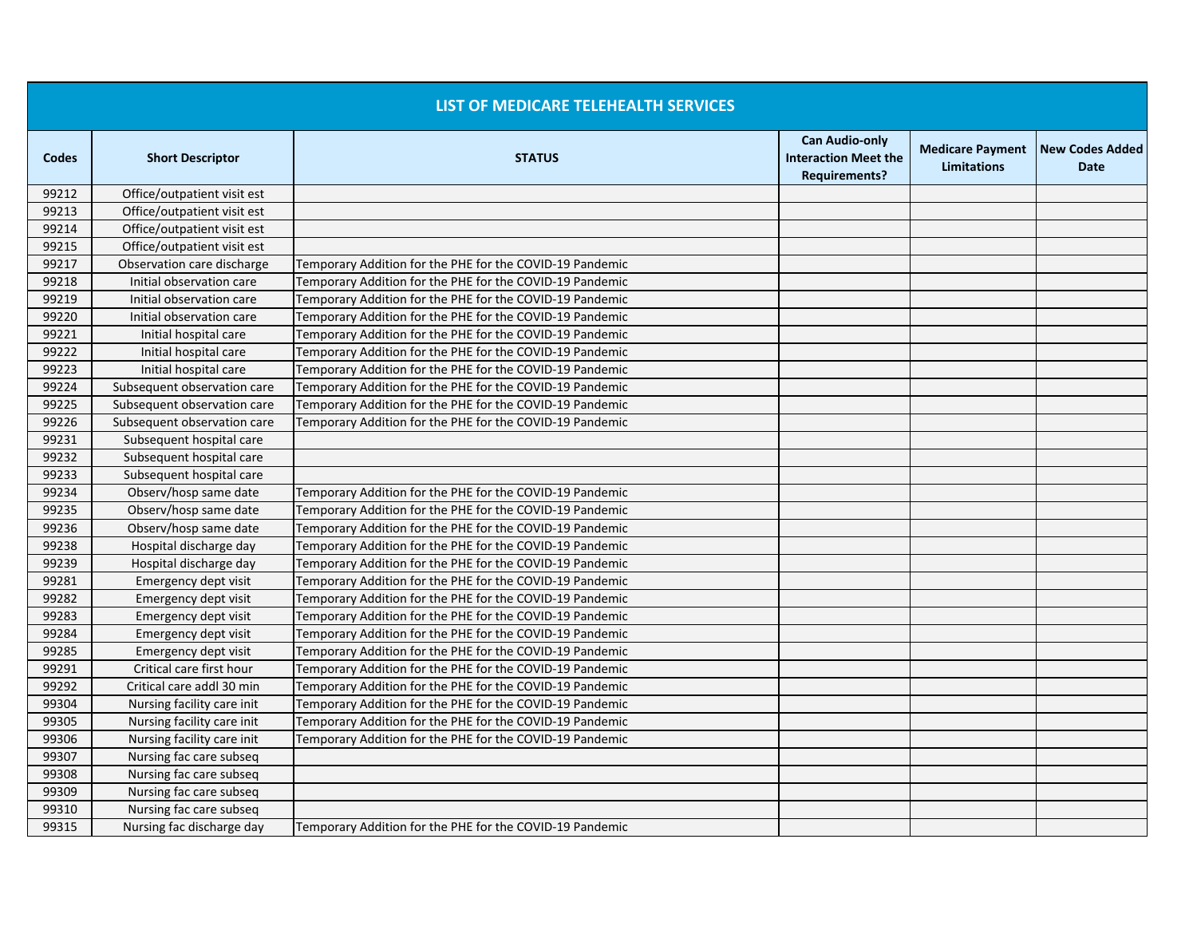| LIST OF MEDICARE TELEHEALTH SERVICES | | | | | |
|---|---|---|---|---|---|
| **Codes** | **Short Descriptor** | **STATUS** | **Can Audio-only Interaction Meet the Requirements?** | **Medicare Payment Limitations** | **New Codes Added Date** |
| 99212 | Office/outpatient visit est | | | | |
| 99213 | Office/outpatient visit est | | | | |
| 99214 | Office/outpatient visit est | | | | |
| 99215 | Office/outpatient visit est | | | | |
| 99217 | Observation care discharge | Temporary Addition for the PHE for the COVID-19 Pandemic | | | |
| 99218 | Initial observation care | Temporary Addition for the PHE for the COVID-19 Pandemic | | | |
| 99219 | Initial observation care | Temporary Addition for the PHE for the COVID-19 Pandemic | | | |
| 99220 | Initial observation care | Temporary Addition for the PHE for the COVID-19 Pandemic | | | |
| 99221 | Initial hospital care | Temporary Addition for the PHE for the COVID-19 Pandemic | | | |
| 99222 | Initial hospital care | Temporary Addition for the PHE for the COVID-19 Pandemic | | | |
| 99223 | Initial hospital care | Temporary Addition for the PHE for the COVID-19 Pandemic | | | |
| 99224 | Subsequent observation care | Temporary Addition for the PHE for the COVID-19 Pandemic | | | |
| 99225 | Subsequent observation care | Temporary Addition for the PHE for the COVID-19 Pandemic | | | |
| 99226 | Subsequent observation care | Temporary Addition for the PHE for the COVID-19 Pandemic | | | |
| 99231 | Subsequent hospital care | | | | |
| 99232 | Subsequent hospital care | | | | |
| 99233 | Subsequent hospital care | | | | |
| 99234 | Observ/hosp same date | Temporary Addition for the PHE for the COVID-19 Pandemic | | | |
| 99235 | Observ/hosp same date | Temporary Addition for the PHE for the COVID-19 Pandemic | | | |
| 99236 | Observ/hosp same date | Temporary Addition for the PHE for the COVID-19 Pandemic | | | |
| 99238 | Hospital discharge day | Temporary Addition for the PHE for the COVID-19 Pandemic | | | |
| 99239 | Hospital discharge day | Temporary Addition for the PHE for the COVID-19 Pandemic | | | |
| 99281 | Emergency dept visit | Temporary Addition for the PHE for the COVID-19 Pandemic | | | |
| 99282 | Emergency dept visit | Temporary Addition for the PHE for the COVID-19 Pandemic | | | |
| 99283 | Emergency dept visit | Temporary Addition for the PHE for the COVID-19 Pandemic | | | |
| 99284 | Emergency dept visit | Temporary Addition for the PHE for the COVID-19 Pandemic | | | |
| 99285 | Emergency dept visit | Temporary Addition for the PHE for the COVID-19 Pandemic | | | |
| 99291 | Critical care first hour | Temporary Addition for the PHE for the COVID-19 Pandemic | | | |
| 99292 | Critical care addl 30 min | Temporary Addition for the PHE for the COVID-19 Pandemic | | | |
| 99304 | Nursing facility care init | Temporary Addition for the PHE for the COVID-19 Pandemic | | | |
| 99305 | Nursing facility care init | Temporary Addition for the PHE for the COVID-19 Pandemic | | | |
| 99306 | Nursing facility care init | Temporary Addition for the PHE for the COVID-19 Pandemic | | | |
| 99307 | Nursing fac care subseq | | | | |
| 99308 | Nursing fac care subseq | | | | |
| 99309 | Nursing fac care subseq | | | | |
| 99310 | Nursing fac care subseq | | | | |
| 99315 | Nursing fac discharge day | Temporary Addition for the PHE for the COVID-19 Pandemic | | | |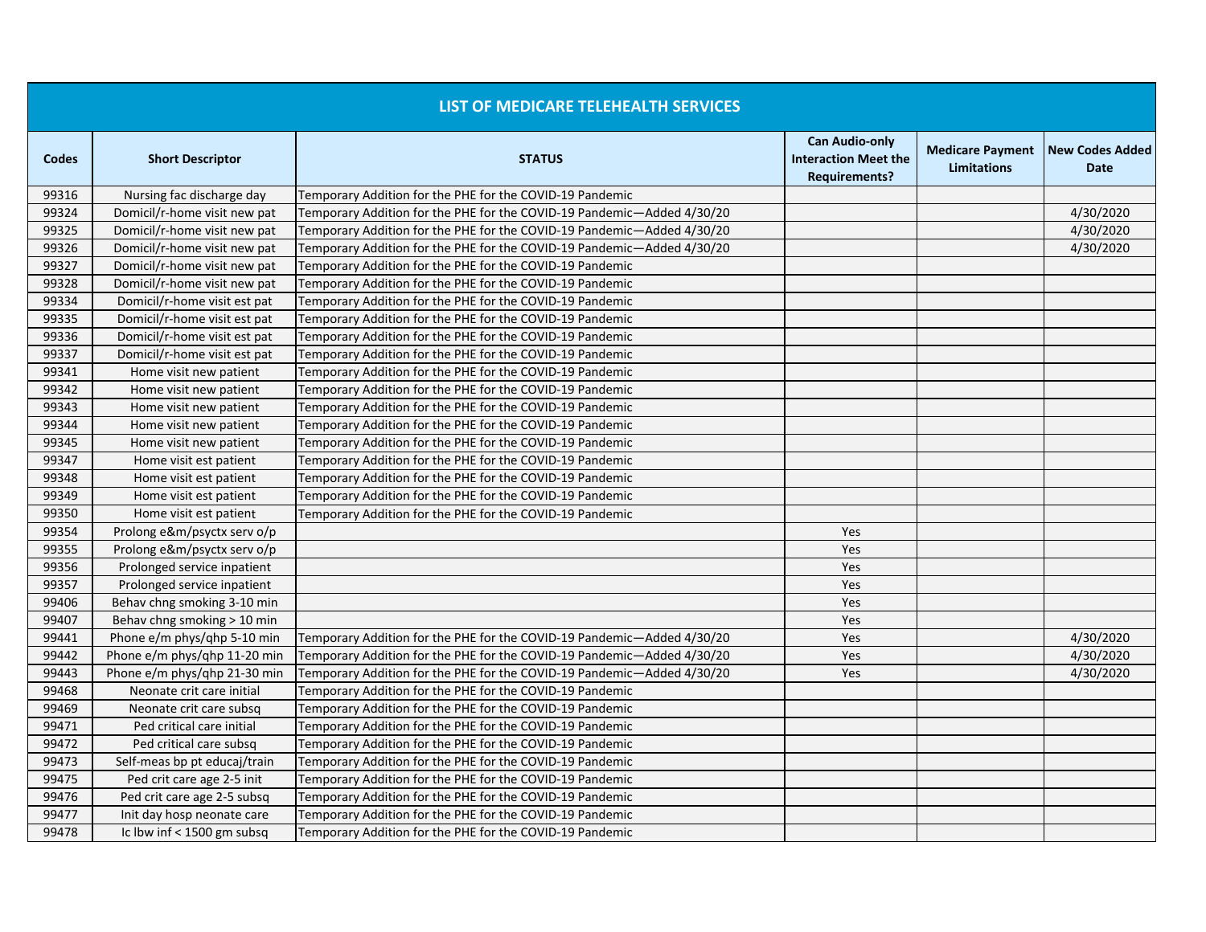# LIST OF MEDICARE TELEHEALTH SERVICES

| Codes | Short Descriptor | STATUS | Can Audio-only Interaction Meet the Requirements? | Medicare Payment Limitations | New Codes Added Date |
|---|---|---|---|---|---|
| 99316 | Nursing fac discharge day | Temporary Addition for the PHE for the COVID-19 Pandemic | | | |
| 99324 | Domicil/r-home visit new pat | Temporary Addition for the PHE for the COVID-19 Pandemic—Added 4/30/20 | | | 4/30/2020 |
| 99325 | Domicil/r-home visit new pat | Temporary Addition for the PHE for the COVID-19 Pandemic—Added 4/30/20 | | | 4/30/2020 |
| 99326 | Domicil/r-home visit new pat | Temporary Addition for the PHE for the COVID-19 Pandemic—Added 4/30/20 | | | 4/30/2020 |
| 99327 | Domicil/r-home visit new pat | Temporary Addition for the PHE for the COVID-19 Pandemic | | | |
| 99328 | Domicil/r-home visit new pat | Temporary Addition for the PHE for the COVID-19 Pandemic | | | |
| 99334 | Domicil/r-home visit est pat | Temporary Addition for the PHE for the COVID-19 Pandemic | | | |
| 99335 | Domicil/r-home visit est pat | Temporary Addition for the PHE for the COVID-19 Pandemic | | | |
| 99336 | Domicil/r-home visit est pat | Temporary Addition for the PHE for the COVID-19 Pandemic | | | |
| 99337 | Domicil/r-home visit est pat | Temporary Addition for the PHE for the COVID-19 Pandemic | | | |
| 99341 | Home visit new patient | Temporary Addition for the PHE for the COVID-19 Pandemic | | | |
| 99342 | Home visit new patient | Temporary Addition for the PHE for the COVID-19 Pandemic | | | |
| 99343 | Home visit new patient | Temporary Addition for the PHE for the COVID-19 Pandemic | | | |
| 99344 | Home visit new patient | Temporary Addition for the PHE for the COVID-19 Pandemic | | | |
| 99345 | Home visit new patient | Temporary Addition for the PHE for the COVID-19 Pandemic | | | |
| 99347 | Home visit est patient | Temporary Addition for the PHE for the COVID-19 Pandemic | | | |
| 99348 | Home visit est patient | Temporary Addition for the PHE for the COVID-19 Pandemic | | | |
| 99349 | Home visit est patient | Temporary Addition for the PHE for the COVID-19 Pandemic | | | |
| 99350 | Home visit est patient | Temporary Addition for the PHE for the COVID-19 Pandemic | | | |
| 99354 | Prolong e&m/psyctx serv o/p | | Yes | | |
| 99355 | Prolong e&m/psyctx serv o/p | | Yes | | |
| 99356 | Prolonged service inpatient | | Yes | | |
| 99357 | Prolonged service inpatient | | Yes | | |
| 99406 | Behav chng smoking 3-10 min | | Yes | | |
| 99407 | Behav chng smoking > 10 min | | Yes | | |
| 99441 | Phone e/m phys/qhp 5-10 min | Temporary Addition for the PHE for the COVID-19 Pandemic—Added 4/30/20 | Yes | | 4/30/2020 |
| 99442 | Phone e/m phys/qhp 11-20 min | Temporary Addition for the PHE for the COVID-19 Pandemic—Added 4/30/20 | Yes | | 4/30/2020 |
| 99443 | Phone e/m phys/qhp 21-30 min | Temporary Addition for the PHE for the COVID-19 Pandemic—Added 4/30/20 | Yes | | 4/30/2020 |
| 99468 | Neonate crit care initial | Temporary Addition for the PHE for the COVID-19 Pandemic | | | |
| 99469 | Neonate crit care subsq | Temporary Addition for the PHE for the COVID-19 Pandemic | | | |
| 99471 | Ped critical care initial | Temporary Addition for the PHE for the COVID-19 Pandemic | | | |
| 99472 | Ped critical care subsq | Temporary Addition for the PHE for the COVID-19 Pandemic | | | |
| 99473 | Self-meas bp pt educaj/train | Temporary Addition for the PHE for the COVID-19 Pandemic | | | |
| 99475 | Ped crit care age 2-5 init | Temporary Addition for the PHE for the COVID-19 Pandemic | | | |
| 99476 | Ped crit care age 2-5 subsq | Temporary Addition for the PHE for the COVID-19 Pandemic | | | |
| 99477 | Init day hosp neonate care | Temporary Addition for the PHE for the COVID-19 Pandemic | | | |
| 99478 | Ic lbw inf < 1500 gm subsq | Temporary Addition for the PHE for the COVID-19 Pandemic | | | |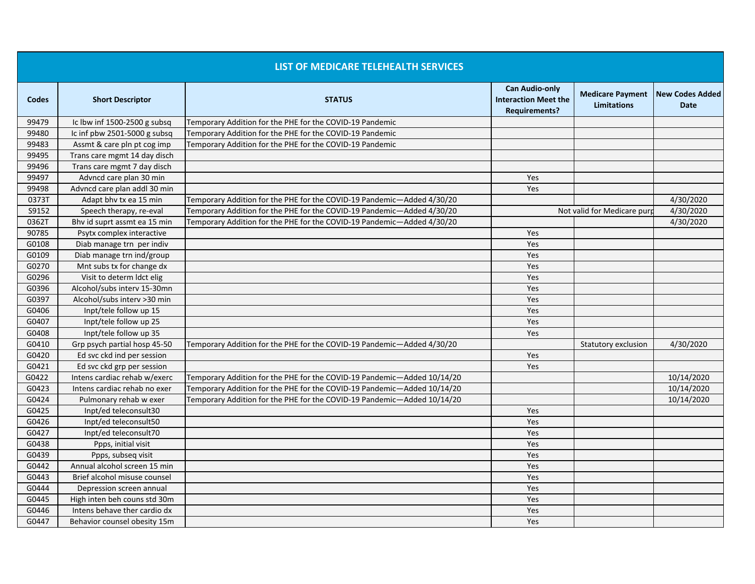| LIST OF MEDICARE TELEHEALTH SERVICES | | | | | |
|---|---|---|---|---|---|
| **Codes** | **Short Descriptor** | **STATUS** | **Can Audio-only Interaction Meet the Requirements?** | **Medicare Payment Limitations** | **New Codes Added Date** |
| 99479 | Ic lbw inf 1500-2500 g subsq | Temporary Addition for the PHE for the COVID-19 Pandemic | | | |
| 99480 | Ic inf pbw 2501-5000 g subsq | Temporary Addition for the PHE for the COVID-19 Pandemic | | | |
| 99483 | Assmt & care pln pt cog imp | Temporary Addition for the PHE for the COVID-19 Pandemic | | | |
| 99495 | Trans care mgmt 14 day disch | | | | |
| 99496 | Trans care mgmt 7 day disch | | | | |
| 99497 | Advncd care plan 30 min | | Yes | | |
| 99498 | Advncd care plan addl 30 min | | Yes | | |
| 0373T | Adapt bhv tx ea 15 min | Temporary Addition for the PHE for the COVID-19 Pandemic—Added 4/30/20 | | | 4/30/2020 |
| S9152 | Speech therapy, re-eval | Temporary Addition for the PHE for the COVID-19 Pandemic—Added 4/30/20 | | Not valid for Medicare purp | 4/30/2020 |
| 0362T | Bhv id suprt assmt ea 15 min | Temporary Addition for the PHE for the COVID-19 Pandemic—Added 4/30/20 | | | 4/30/2020 |
| 90785 | Psytx complex interactive | | Yes | | |
| G0108 | Diab manage trn per indiv | | Yes | | |
| G0109 | Diab manage trn ind/group | | Yes | | |
| G0270 | Mnt subs tx for change dx | | Yes | | |
| G0296 | Visit to determ ldct elig | | Yes | | |
| G0396 | Alcohol/subs interv 15-30mn | | Yes | | |
| G0397 | Alcohol/subs interv >30 min | | Yes | | |
| G0406 | Inpt/tele follow up 15 | | Yes | | |
| G0407 | Inpt/tele follow up 25 | | Yes | | |
| G0408 | Inpt/tele follow up 35 | | Yes | | |
| G0410 | Grp psych partial hosp 45-50 | Temporary Addition for the PHE for the COVID-19 Pandemic—Added 4/30/20 | | Statutory exclusion | 4/30/2020 |
| G0420 | Ed svc ckd ind per session | | Yes | | |
| G0421 | Ed svc ckd grp per session | | Yes | | |
| G0422 | Intens cardiac rehab w/exerc | Temporary Addition for the PHE for the COVID-19 Pandemic—Added 10/14/20 | | | 10/14/2020 |
| G0423 | Intens cardiac rehab no exer | Temporary Addition for the PHE for the COVID-19 Pandemic—Added 10/14/20 | | | 10/14/2020 |
| G0424 | Pulmonary rehab w exer | Temporary Addition for the PHE for the COVID-19 Pandemic—Added 10/14/20 | | | 10/14/2020 |
| G0425 | Inpt/ed teleconsult30 | | Yes | | |
| G0426 | Inpt/ed teleconsult50 | | Yes | | |
| G0427 | Inpt/ed teleconsult70 | | Yes | | |
| G0438 | Ppps, initial visit | | Yes | | |
| G0439 | Ppps, subseq visit | | Yes | | |
| G0442 | Annual alcohol screen 15 min | | Yes | | |
| G0443 | Brief alcohol misuse counsel | | Yes | | |
| G0444 | Depression screen annual | | Yes | | |
| G0445 | High inten beh couns std 30m | | Yes | | |
| G0446 | Intens behave ther cardio dx | | Yes | | |
| G0447 | Behavior counsel obesity 15m | | Yes | | |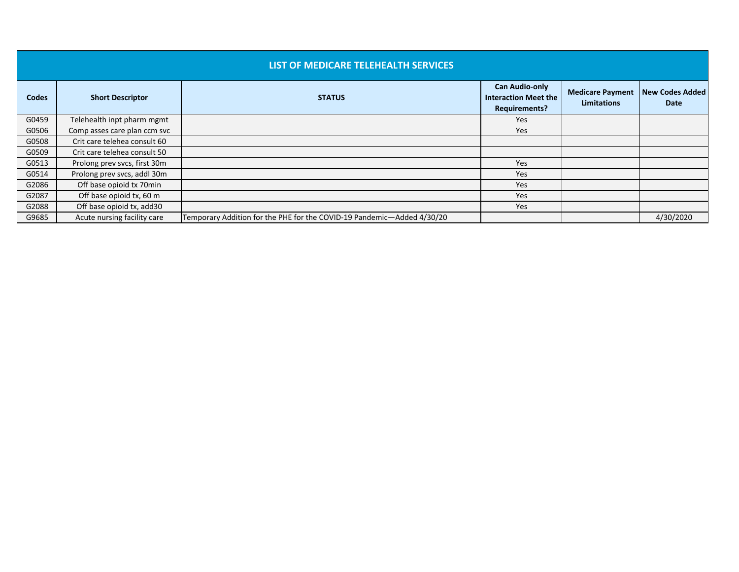| LIST OF MEDICARE TELEHEALTH SERVICES | | | | | |
|---|---|---|---|---|---|
| **Codes** | **Short Descriptor** | **STATUS** | **Can Audio-only Interaction Meet the Requirements?** | **Medicare Payment Limitations** | **New Codes Added Date** |
| G0459 | Telehealth inpt pharm mgmt | | Yes | | |
| G0506 | Comp asses care plan ccm svc | | Yes | | |
| G0508 | Crit care telehea consult 60 | | | | |
| G0509 | Crit care telehea consult 50 | | | | |
| G0513 | Prolong prev svcs, first 30m | | Yes | | |
| G0514 | Prolong prev svcs, addl 30m | | Yes | | |
| G2086 | Off base opioid tx 70min | | Yes | | |
| G2087 | Off base opioid tx, 60 m | | Yes | | |
| G2088 | Off base opioid tx, add30 | | Yes | | |
| G9685 | Acute nursing facility care | Temporary Addition for the PHE for the COVID-19 Pandemic—Added 4/30/20 | | | 4/30/2020 |